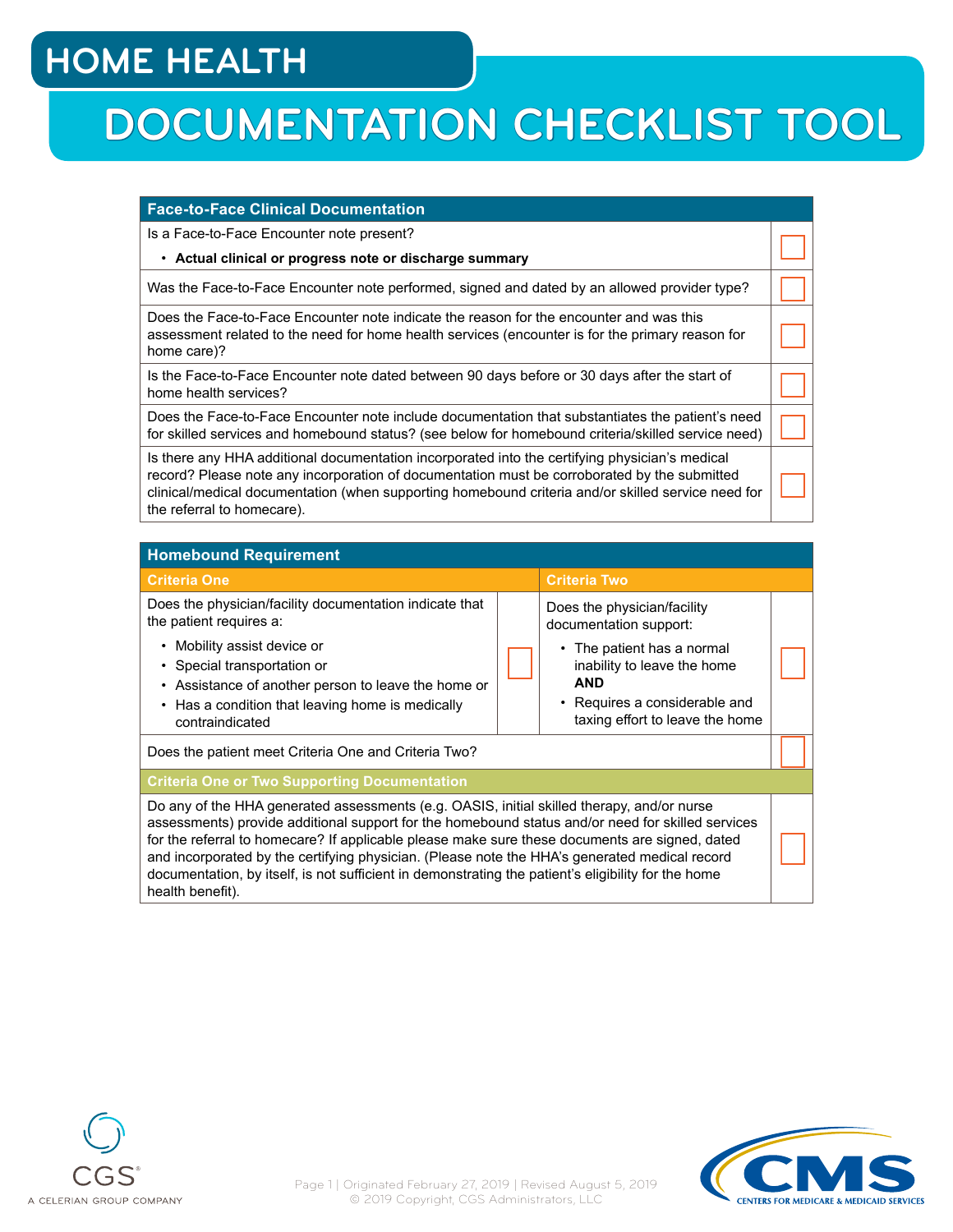# HOME HEALTH

# DOCUMENTATION CHECKLIST TOOL

| Face-to-Face Clinical Documentation | |
| --- | --- |
| Is a Face-to-Face Encounter note present?<br>• **Actual clinical or progress note or discharge summary** | ☐ |
| Was the Face-to-Face Encounter note performed, signed and dated by an allowed provider type? | ☐ |
| Does the Face-to-Face Encounter note indicate the reason for the encounter and was this assessment related to the need for home health services (encounter is for the primary reason for home care)? | ☐ |
| Is the Face-to-Face Encounter note dated between 90 days before or 30 days after the start of home health services? | ☐ |
| Does the Face-to-Face Encounter note include documentation that substantiates the patient's need for skilled services and homebound status? (see below for homebound criteria/skilled service need) | ☐ |
| Is there any HHA additional documentation incorporated into the certifying physician's medical record? Please note any incorporation of documentation must be corroborated by the submitted clinical/medical documentation (when supporting homebound criteria and/or skilled service need for the referral to homecare). | ☐ |

| Homebound Requirement | | | |
| --- | --- | --- | --- |
| **Criteria One** | | **Criteria Two** | |
| Does the physician/facility documentation indicate that the patient requires a:<br>• Mobility assist device or<br>• Special transportation or<br>• Assistance of another person to leave the home or<br>• Has a condition that leaving home is medically contraindicated | ☐ | Does the physician/facility documentation support:<br>• The patient has a normal inability to leave the home **AND**<br>• Requires a considerable and taxing effort to leave the home | ☐ |
| Does the patient meet Criteria One and Criteria Two? | | | ☐ |
| **Criteria One or Two Supporting Documentation** | | | |
| Do any of the HHA generated assessments (e.g. OASIS, initial skilled therapy, and/or nurse assessments) provide additional support for the homebound status and/or need for skilled services for the referral to homecare? If applicable please make sure these documents are signed, dated and incorporated by the certifying physician. (Please note the HHA's generated medical record documentation, by itself, is not sufficient in demonstrating the patient's eligibility for the home health benefit). | | | ☐ |

Originated February 27, 2019 | Revised August 5, 2019
© 2019 Copyright, CGS Administrators, LLC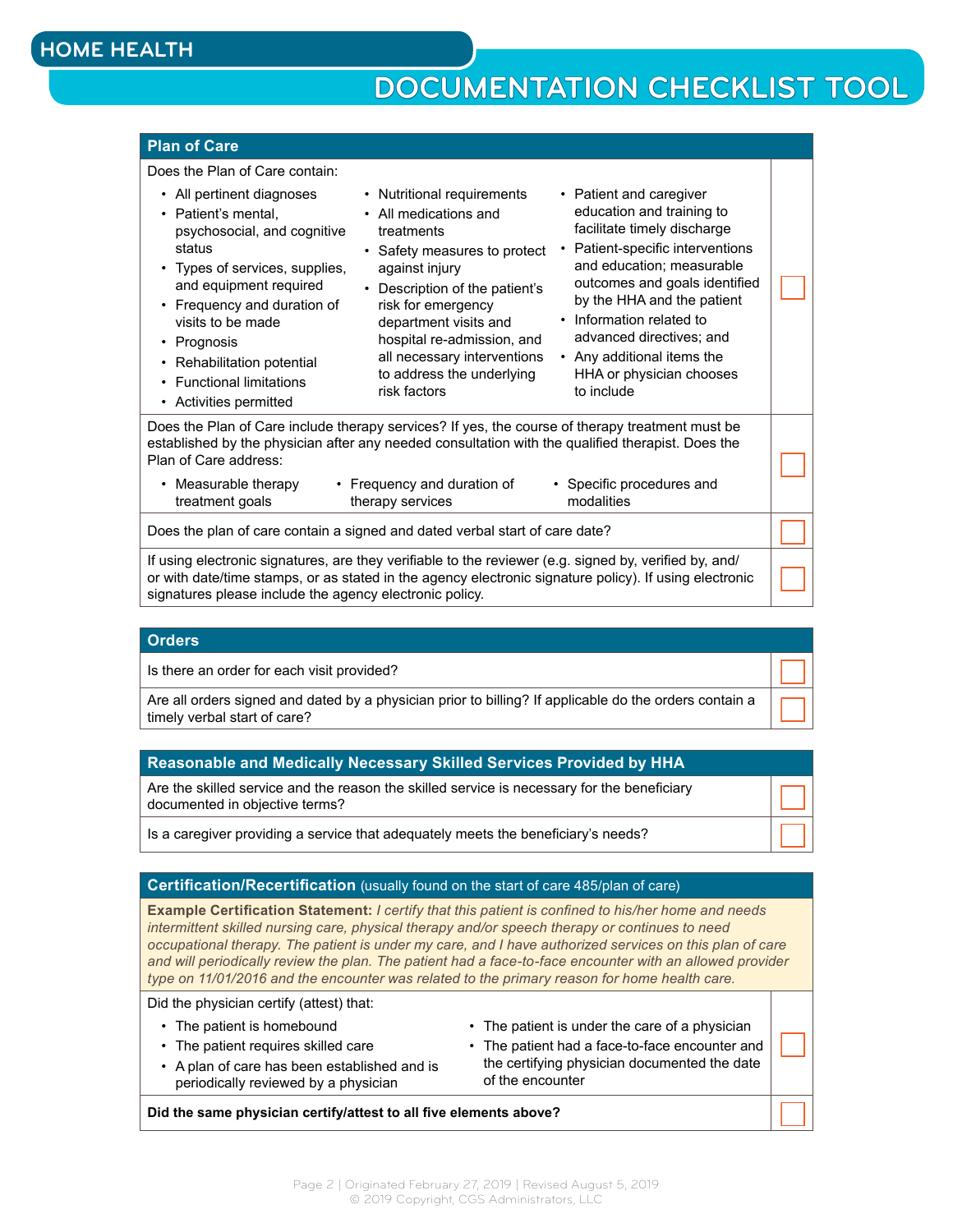# HOME HEALTH

# DOCUMENTATION CHECKLIST TOOL

## Plan of Care

Does the Plan of Care contain:

- All pertinent diagnoses
- Patient's mental, psychosocial, and cognitive status
- Types of services, supplies, and equipment required
- Frequency and duration of visits to be made
- Prognosis
- Rehabilitation potential
- Functional limitations
- Activities permitted
- Nutritional requirements
- All medications and treatments
- Safety measures to protect against injury
- Description of the patient's risk for emergency department visits and hospital re-admission, and all necessary interventions to address the underlying risk factors
- Patient and caregiver education and training to facilitate timely discharge
- Patient-specific interventions and education; measurable outcomes and goals identified by the HHA and the patient
- Information related to advanced directives; and
- Any additional items the HHA or physician chooses to include

☐

Does the Plan of Care include therapy services? If yes, the course of therapy treatment must be established by the physician after any needed consultation with the qualified therapist. Does the Plan of Care address:

- Measurable therapy treatment goals
- Frequency and duration of therapy services
- Specific procedures and modalities

☐

Does the plan of care contain a signed and dated verbal start of care date? ☐

If using electronic signatures, are they verifiable to the reviewer (e.g. signed by, verified by, and/or with date/time stamps, or as stated in the agency electronic signature policy). If using electronic signatures please include the agency electronic policy. ☐

## Orders

Is there an order for each visit provided? ☐

Are all orders signed and dated by a physician prior to billing? If applicable do the orders contain a timely verbal start of care? ☐

## Reasonable and Medically Necessary Skilled Services Provided by HHA

Are the skilled service and the reason the skilled service is necessary for the beneficiary documented in objective terms? ☐

Is a caregiver providing a service that adequately meets the beneficiary's needs? ☐

## Certification/Recertification (usually found on the start of care 485/plan of care)

**Example Certification Statement:** *I certify that this patient is confined to his/her home and needs intermittent skilled nursing care, physical therapy and/or speech therapy or continues to need occupational therapy. The patient is under my care, and I have authorized services on this plan of care and will periodically review the plan. The patient had a face-to-face encounter with an allowed provider type on 11/01/2016 and the encounter was related to the primary reason for home health care.*

Did the physician certify (attest) that:

- The patient is homebound
- The patient requires skilled care
- A plan of care has been established and is periodically reviewed by a physician
- The patient is under the care of a physician
- The patient had a face-to-face encounter and the certifying physician documented the date of the encounter

☐

**Did the same physician certify/attest to all five elements above?** ☐

Originated February 27, 2019 | Revised August 5, 2019
© 2019 Copyright, CGS Administrators, LLC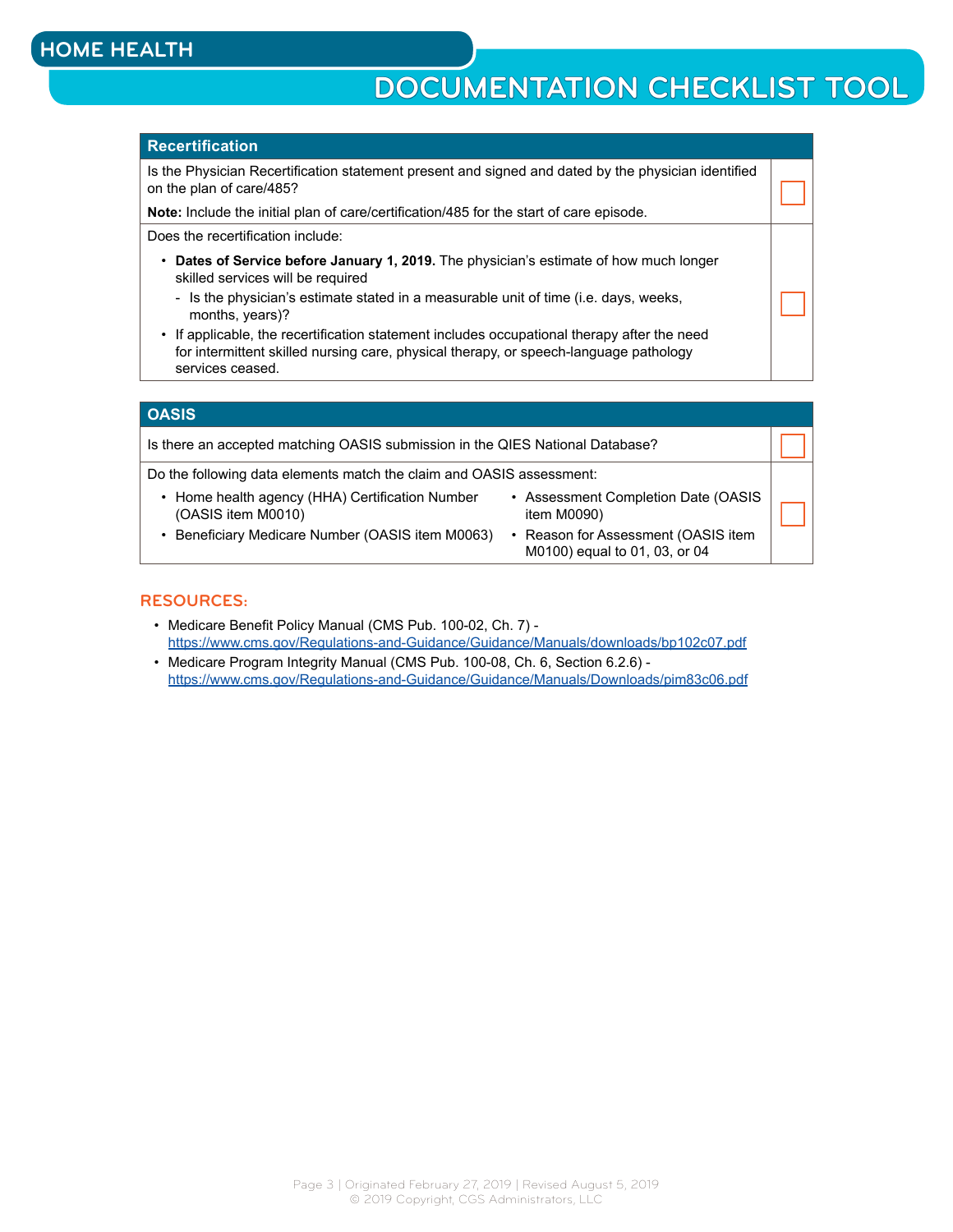## Recertification

| Recertification | |
|---|---|
| Is the Physician Recertification statement present and signed and dated by the physician identified on the plan of care/485?<br><br>**Note:** Include the initial plan of care/certification/485 for the start of care episode. | ☐ |
| Does the recertification include:<br><br>• **Dates of Service before January 1, 2019.** The physician's estimate of how much longer skilled services will be required<br>&nbsp;&nbsp;- Is the physician's estimate stated in a measurable unit of time (i.e. days, weeks, months, years)?<br>• If applicable, the recertification statement includes occupational therapy after the need for intermittent skilled nursing care, physical therapy, or speech-language pathology services ceased. | ☐ |

## OASIS

| OASIS | |
|---|---|
| Is there an accepted matching OASIS submission in the QIES National Database? | ☐ |
| Do the following data elements match the claim and OASIS assessment:<br><br>• Home health agency (HHA) Certification Number (OASIS item M0010)<br>• Beneficiary Medicare Number (OASIS item M0063)<br>• Assessment Completion Date (OASIS item M0090)<br>• Reason for Assessment (OASIS item M0100) equal to 01, 03, or 04 | ☐ |

## RESOURCES:

- Medicare Benefit Policy Manual (CMS Pub. 100-02, Ch. 7) - https://www.cms.gov/Regulations-and-Guidance/Guidance/Manuals/downloads/bp102c07.pdf
- Medicare Program Integrity Manual (CMS Pub. 100-08, Ch. 6, Section 6.2.6) - https://www.cms.gov/Regulations-and-Guidance/Guidance/Manuals/Downloads/pim83c06.pdf